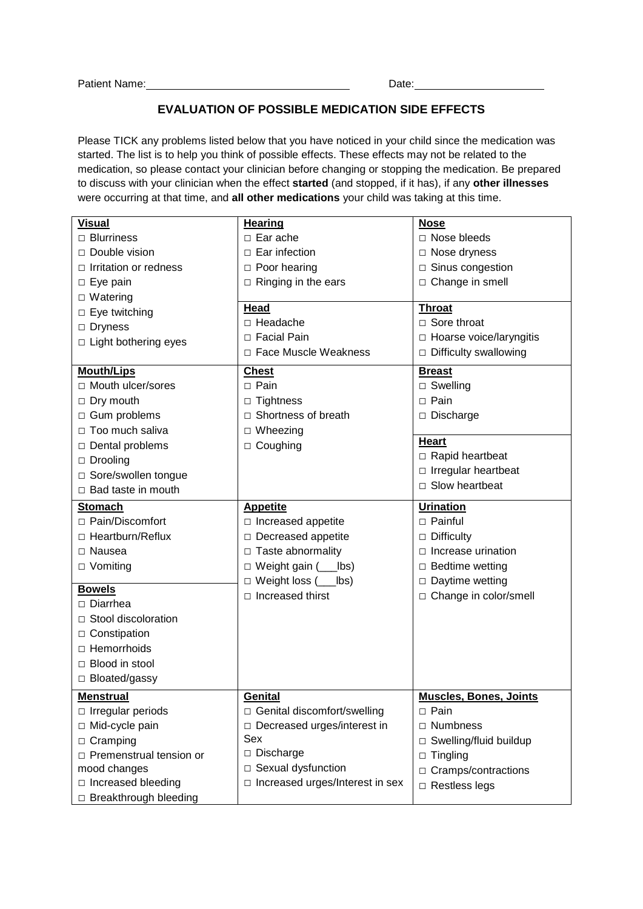Patient Name: ______________________________ Date: ____________________

## EVALUATION OF POSSIBLE MEDICATION SIDE EFFECTS

Please TICK any problems listed below that you have noticed in your child since the medication was started. The list is to help you think of possible effects. These effects may not be related to the medication, so please contact your clinician before changing or stopping the medication. Be prepared to discuss with your clinician when the effect **started** (and stopped, if it has), if any **other illnesses** were occurring at that time, and **all other medications** your child was taking at this time.

| **Visual** | **Hearing** | **Nose** |
|---|---|---|
| □ Blurriness<br>□ Double vision<br>□ Irritation or redness<br>□ Eye pain<br>□ Watering<br>□ Eye twitching<br>□ Dryness<br>□ Light bothering eyes | □ Ear ache<br>□ Ear infection<br>□ Poor hearing<br>□ Ringing in the ears<br><br>**Head**<br>□ Headache<br>□ Facial Pain<br>□ Face Muscle Weakness | □ Nose bleeds<br>□ Nose dryness<br>□ Sinus congestion<br>□ Change in smell<br><br>**Throat**<br>□ Sore throat<br>□ Hoarse voice/laryngitis<br>□ Difficulty swallowing |
| **Mouth/Lips**<br>□ Mouth ulcer/sores<br>□ Dry mouth<br>□ Gum problems<br>□ Too much saliva<br>□ Dental problems<br>□ Drooling<br>□ Sore/swollen tongue<br>□ Bad taste in mouth | **Chest**<br>□ Pain<br>□ Tightness<br>□ Shortness of breath<br>□ Wheezing<br>□ Coughing | **Breast**<br>□ Swelling<br>□ Pain<br>□ Discharge<br><br>**Heart**<br>□ Rapid heartbeat<br>□ Irregular heartbeat<br>□ Slow heartbeat |
| **Stomach**<br>□ Pain/Discomfort<br>□ Heartburn/Reflux<br>□ Nausea<br>□ Vomiting<br><br>**Bowels**<br>□ Diarrhea<br>□ Stool discoloration<br>□ Constipation<br>□ Hemorrhoids<br>□ Blood in stool<br>□ Bloated/gassy | **Appetite**<br>□ Increased appetite<br>□ Decreased appetite<br>□ Taste abnormality<br>□ Weight gain (___lbs)<br>□ Weight loss (___lbs)<br>□ Increased thirst | **Urination**<br>□ Painful<br>□ Difficulty<br>□ Increase urination<br>□ Bedtime wetting<br>□ Daytime wetting<br>□ Change in color/smell |
| **Menstrual**<br>□ Irregular periods<br>□ Mid-cycle pain<br>□ Cramping<br>□ Premenstrual tension or mood changes<br>□ Increased bleeding<br>□ Breakthrough bleeding | **Genital**<br>□ Genital discomfort/swelling<br>□ Decreased urges/interest in Sex<br>□ Discharge<br>□ Sexual dysfunction<br>□ Increased urges/Interest in sex | **Muscles, Bones, Joints**<br>□ Pain<br>□ Numbness<br>□ Swelling/fluid buildup<br>□ Tingling<br>□ Cramps/contractions<br>□ Restless legs |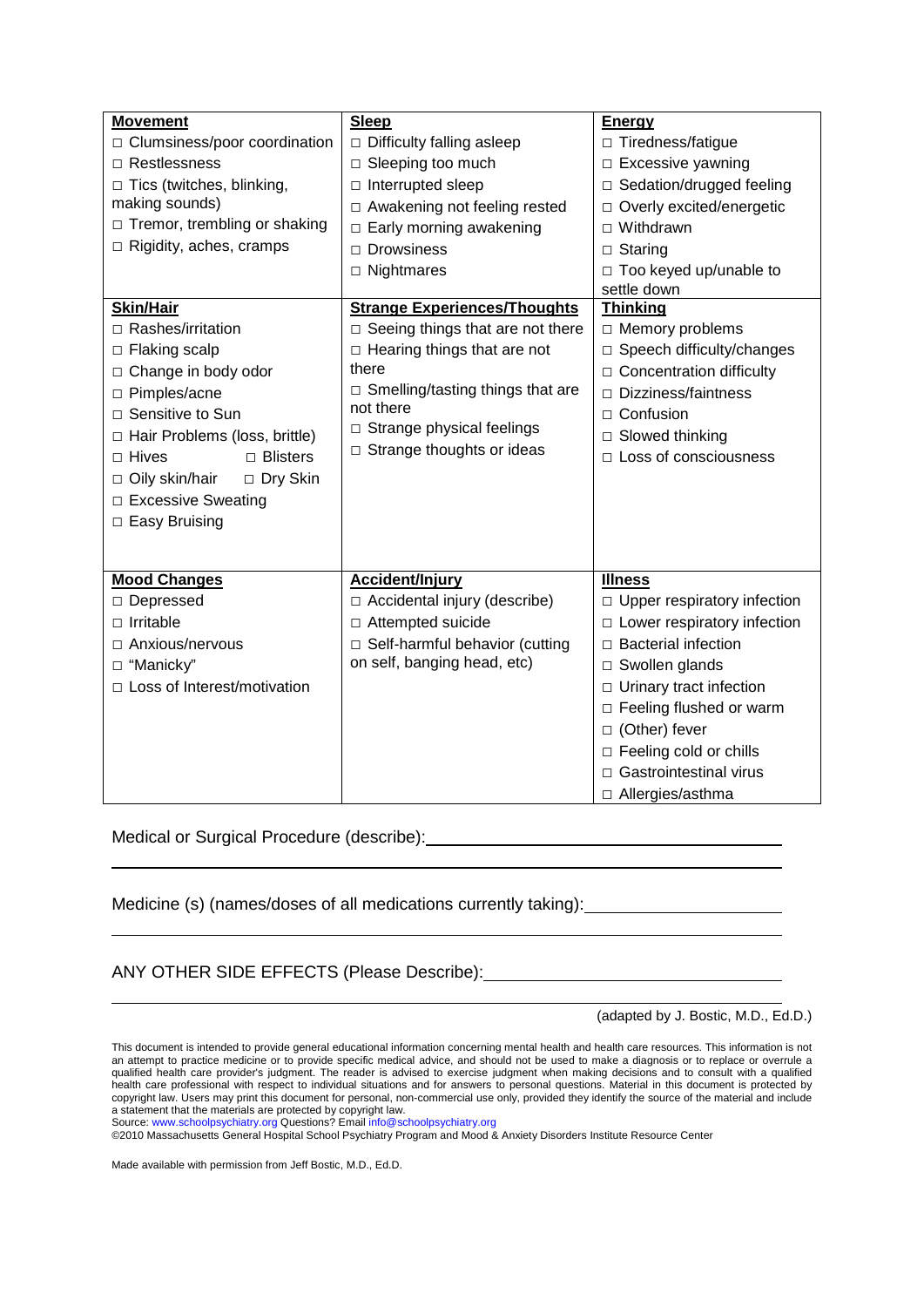| | | |
|---|---|---|
| **Movement**<br>□ Clumsiness/poor coordination<br>□ Restlessness<br>□ Tics (twitches, blinking, making sounds)<br>□ Tremor, trembling or shaking<br>□ Rigidity, aches, cramps | **Sleep**<br>□ Difficulty falling asleep<br>□ Sleeping too much<br>□ Interrupted sleep<br>□ Awakening not feeling rested<br>□ Early morning awakening<br>□ Drowsiness<br>□ Nightmares | **Energy**<br>□ Tiredness/fatigue<br>□ Excessive yawning<br>□ Sedation/drugged feeling<br>□ Overly excited/energetic<br>□ Withdrawn<br>□ Staring<br>□ Too keyed up/unable to settle down |
| **Skin/Hair**<br>□ Rashes/irritation<br>□ Flaking scalp<br>□ Change in body odor<br>□ Pimples/acne<br>□ Sensitive to Sun<br>□ Hair Problems (loss, brittle)<br>□ Hives □ Blisters<br>□ Oily skin/hair □ Dry Skin<br>□ Excessive Sweating<br>□ Easy Bruising | **Strange Experiences/Thoughts**<br>□ Seeing things that are not there<br>□ Hearing things that are not there<br>□ Smelling/tasting things that are not there<br>□ Strange physical feelings<br>□ Strange thoughts or ideas | **Thinking**<br>□ Memory problems<br>□ Speech difficulty/changes<br>□ Concentration difficulty<br>□ Dizziness/faintness<br>□ Confusion<br>□ Slowed thinking<br>□ Loss of consciousness |
| **Mood Changes**<br>□ Depressed<br>□ Irritable<br>□ Anxious/nervous<br>□ "Manicky"<br>□ Loss of Interest/motivation | **Accident/Injury**<br>□ Accidental injury (describe)<br>□ Attempted suicide<br>□ Self-harmful behavior (cutting on self, banging head, etc) | **Illness**<br>□ Upper respiratory infection<br>□ Lower respiratory infection<br>□ Bacterial infection<br>□ Swollen glands<br>□ Urinary tract infection<br>□ Feeling flushed or warm<br>□ (Other) fever<br>□ Feeling cold or chills<br>□ Gastrointestinal virus<br>□ Allergies/asthma |

Medical or Surgical Procedure (describe): ______________________________________

______________________________________________________________________

Medicine (s) (names/doses of all medications currently taking): __________________

______________________________________________________________________

ANY OTHER SIDE EFFECTS (Please Describe): ____________________________

______________________________________________________________________

(adapted by J. Bostic, M.D., Ed.D.)

This document is intended to provide general educational information concerning mental health and health care resources. This information is not an attempt to practice medicine or to provide specific medical advice, and should not be used to make a diagnosis or to replace or overrule a qualified health care provider's judgment. The reader is advised to exercise judgment when making decisions and to consult with a qualified health care professional with respect to individual situations and for answers to personal questions. Material in this document is protected by copyright law. Users may print this document for personal, non-commercial use only, provided they identify the source of the material and include a statement that the materials are protected by copyright law.
Source: www.schoolpsychiatry.org Questions? Email info@schoolpsychiatry.org
©2010 Massachusetts General Hospital School Psychiatry Program and Mood & Anxiety Disorders Institute Resource Center

Made available with permission from Jeff Bostic, M.D., Ed.D.